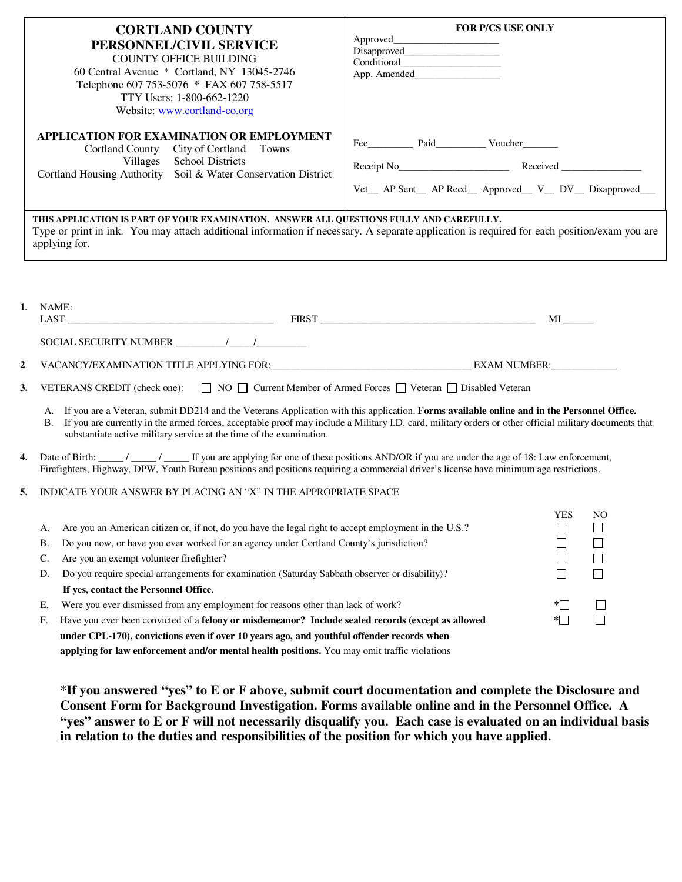**CORTLAND COUNTY**
**PERSONNEL/CIVIL SERVICE**
COUNTY OFFICE BUILDING
60 Central Avenue * Cortland, NY 13045-2746
Telephone 607 753-5076 * FAX 607 758-5517
TTY Users: 1-800-662-1220
Website: www.cortland-co.org

**APPLICATION FOR EXAMINATION OR EMPLOYMENT**
Cortland County City of Cortland Towns
Villages School Districts
Cortland Housing Authority Soil & Water Conservation District

**FOR P/CS USE ONLY**
Approved____________________
Disapproved__________________
Conditional___________________
App. Amended________________

Fee________ Paid_________ Voucher_______

Receipt No_____________________ Received _______________

Vet__ AP Sent__ AP Recd__ Approved__ V__ DV__ Disapproved___

**THIS APPLICATION IS PART OF YOUR EXAMINATION. ANSWER ALL QUESTIONS FULLY AND CAREFULLY.**
Type or print in ink. You may attach additional information if necessary. A separate application is required for each position/exam you are applying for.

**1.** NAME:
LAST ________________________________________ FIRST ___________________________________________ MI ______

SOCIAL SECURITY NUMBER _________/_____/_________

**2.** VACANCY/EXAMINATION TITLE APPLYING FOR:_______________________________________ EXAM NUMBER:____________

**3.** VETERANS CREDIT (check one): ☐ NO ☐ Current Member of Armed Forces ☐ Veteran ☐ Disabled Veteran

A. If you are a Veteran, submit DD214 and the Veterans Application with this application. **Forms available online and in the Personnel Office.**
B. If you are currently in the armed forces, acceptable proof may include a Military I.D. card, military orders or other official military documents that substantiate active military service at the time of the examination.

**4.** Date of Birth: _____ / _____ / _____ If you are applying for one of these positions AND/OR if you are under the age of 18: Law enforcement, Firefighters, Highway, DPW, Youth Bureau positions and positions requiring a commercial driver's license have minimum age restrictions.

**5.** INDICATE YOUR ANSWER BY PLACING AN "X" IN THE APPROPRIATE SPACE

| | | YES | NO |
|---|---|---|---|
| A. | Are you an American citizen or, if not, do you have the legal right to accept employment in the U.S.? | ☐ | ☐ |
| B. | Do you now, or have you ever worked for an agency under Cortland County's jurisdiction? | ☐ | ☐ |
| C. | Are you an exempt volunteer firefighter? | ☐ | ☐ |
| D. | Do you require special arrangements for examination (Saturday Sabbath observer or disability)? **If yes, contact the Personnel Office.** | ☐ | ☐ |
| E. | Were you ever dismissed from any employment for reasons other than lack of work? | *☐ | ☐ |
| F. | Have you ever been convicted of a **felony or misdemeanor? Include sealed records (except as allowed under CPL-170), convictions even if over 10 years ago, and youthful offender records when applying for law enforcement and/or mental health positions.** You may omit traffic violations | *☐ | ☐ |

**\*If you answered "yes" to E or F above, submit court documentation and complete the Disclosure and Consent Form for Background Investigation. Forms available online and in the Personnel Office. A "yes" answer to E or F will not necessarily disqualify you. Each case is evaluated on an individual basis in relation to the duties and responsibilities of the position for which you have applied.**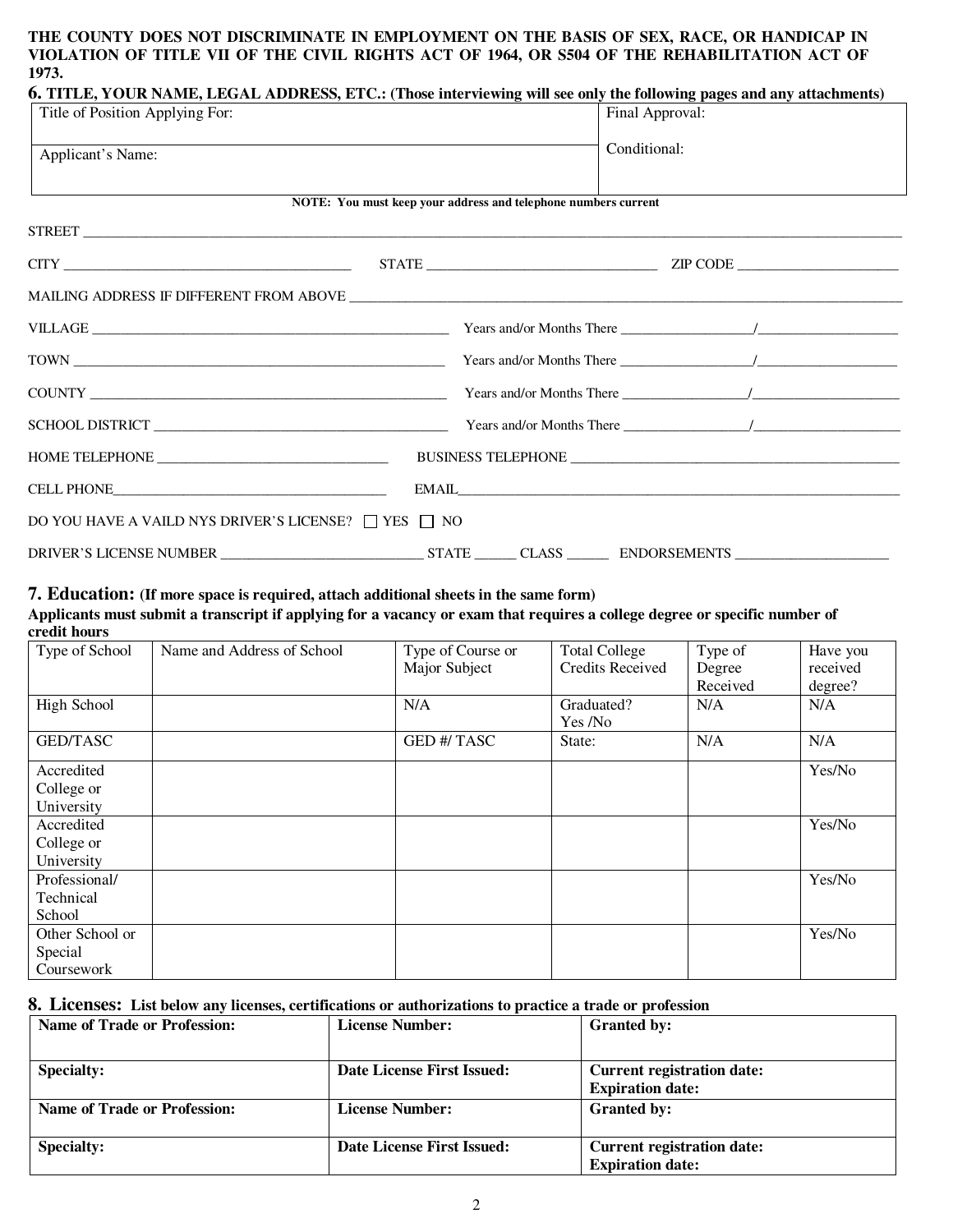**THE COUNTY DOES NOT DISCRIMINATE IN EMPLOYMENT ON THE BASIS OF SEX, RACE, OR HANDICAP IN VIOLATION OF TITLE VII OF THE CIVIL RIGHTS ACT OF 1964, OR S504 OF THE REHABILITATION ACT OF 1973.**

## 6. TITLE, YOUR NAME, LEGAL ADDRESS, ETC.: (Those interviewing will see only the following pages and any attachments)

| Title of Position Applying For: | Final Approval: |
|---|---|
| Applicant's Name: | Conditional: |

**NOTE: You must keep your address and telephone numbers current**

STREET ______________________________

CITY ____________________ STATE ____________________ ZIP CODE ____________________

MAILING ADDRESS IF DIFFERENT FROM ABOVE ______________________________

VILLAGE ____________________ Years and/or Months There __________/__________

TOWN ____________________ Years and/or Months There __________/__________

COUNTY ____________________ Years and/or Months There __________/__________

SCHOOL DISTRICT ____________________ Years and/or Months There __________/__________

HOME TELEPHONE ____________________ BUSINESS TELEPHONE ____________________

CELL PHONE____________________ EMAIL____________________

DO YOU HAVE A VAILD NYS DRIVER'S LICENSE? ☐ YES ☐ NO

DRIVER'S LICENSE NUMBER ____________________ STATE ______ CLASS ______ ENDORSEMENTS ____________________

## 7. Education: (If more space is required, attach additional sheets in the same form)

**Applicants must submit a transcript if applying for a vacancy or exam that requires a college degree or specific number of credit hours**

| Type of School | Name and Address of School | Type of Course or Major Subject | Total College Credits Received | Type of Degree Received | Have you received degree? |
|---|---|---|---|---|---|
| High School | | N/A | Graduated? Yes /No | N/A | N/A |
| GED/TASC | | GED #/ TASC | State: | N/A | N/A |
| Accredited College or University | | | | | Yes/No |
| Accredited College or University | | | | | Yes/No |
| Professional/ Technical School | | | | | Yes/No |
| Other School or Special Coursework | | | | | Yes/No |

## 8. Licenses: List below any licenses, certifications or authorizations to practice a trade or profession

| **Name of Trade or Profession:** | **License Number:** | **Granted by:** |
|---|---|---|
| **Specialty:** | **Date License First Issued:** | **Current registration date:** **Expiration date:** |
| **Name of Trade or Profession:** | **License Number:** | **Granted by:** |
| **Specialty:** | **Date License First Issued:** | **Current registration date:** **Expiration date:** |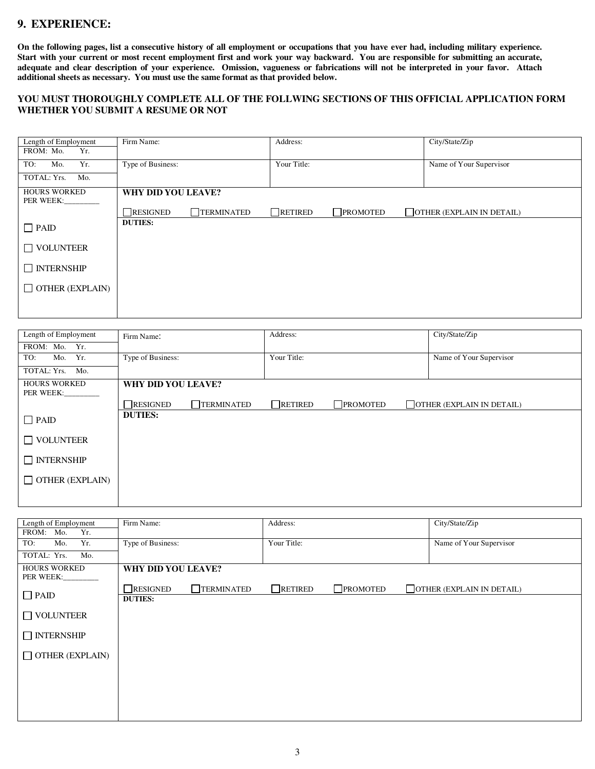## 9. EXPERIENCE:

**On the following pages, list a consecutive history of all employment or occupations that you have ever had, including military experience. Start with your current or most recent employment first and work your way backward. You are responsible for submitting an accurate, adequate and clear description of your experience. Omission, vagueness or fabrications will not be interpreted in your favor. Attach additional sheets as necessary. You must use the same format as that provided below.**

**YOU MUST THOROUGHLY COMPLETE ALL OF THE FOLLWING SECTIONS OF THIS OFFICIAL APPLICATION FORM WHETHER YOU SUBMIT A RESUME OR NOT**

| Length of Employment<br>FROM: Mo. Yr. | Firm Name: | Address: | City/State/Zip |
|---|---|---|---|
| TO: Mo. Yr.<br>TOTAL: Yrs. Mo. | Type of Business: | Your Title: | Name of Your Supervisor |
| HOURS WORKED PER WEEK:_________ | **WHY DID YOU LEAVE?**<br>☐ RESIGNED ☐ TERMINATED ☐ RETIRED ☐ PROMOTED ☐ OTHER (EXPLAIN IN DETAIL) | | |
| ☐ PAID<br>☐ VOLUNTEER<br>☐ INTERNSHIP<br>☐ OTHER (EXPLAIN) | **DUTIES:** | | |

| Length of Employment<br>FROM: Mo. Yr. | Firm Name: | Address: | City/State/Zip |
|---|---|---|---|
| TO: Mo. Yr.<br>TOTAL: Yrs. Mo. | Type of Business: | Your Title: | Name of Your Supervisor |
| HOURS WORKED PER WEEK:_________ | **WHY DID YOU LEAVE?**<br>☐ RESIGNED ☐ TERMINATED ☐ RETIRED ☐ PROMOTED ☐ OTHER (EXPLAIN IN DETAIL) | | |
| ☐ PAID<br>☐ VOLUNTEER<br>☐ INTERNSHIP<br>☐ OTHER (EXPLAIN) | **DUTIES:** | | |

| Length of Employment<br>FROM: Mo. Yr. | Firm Name: | Address: | City/State/Zip |
|---|---|---|---|
| TO: Mo. Yr.<br>TOTAL: Yrs. Mo. | Type of Business: | Your Title: | Name of Your Supervisor |
| HOURS WORKED PER WEEK:_________ | **WHY DID YOU LEAVE?**<br>☐ RESIGNED ☐ TERMINATED ☐ RETIRED ☐ PROMOTED ☐ OTHER (EXPLAIN IN DETAIL) | | |
| ☐ PAID<br>☐ VOLUNTEER<br>☐ INTERNSHIP<br>☐ OTHER (EXPLAIN) | **DUTIES:** | | |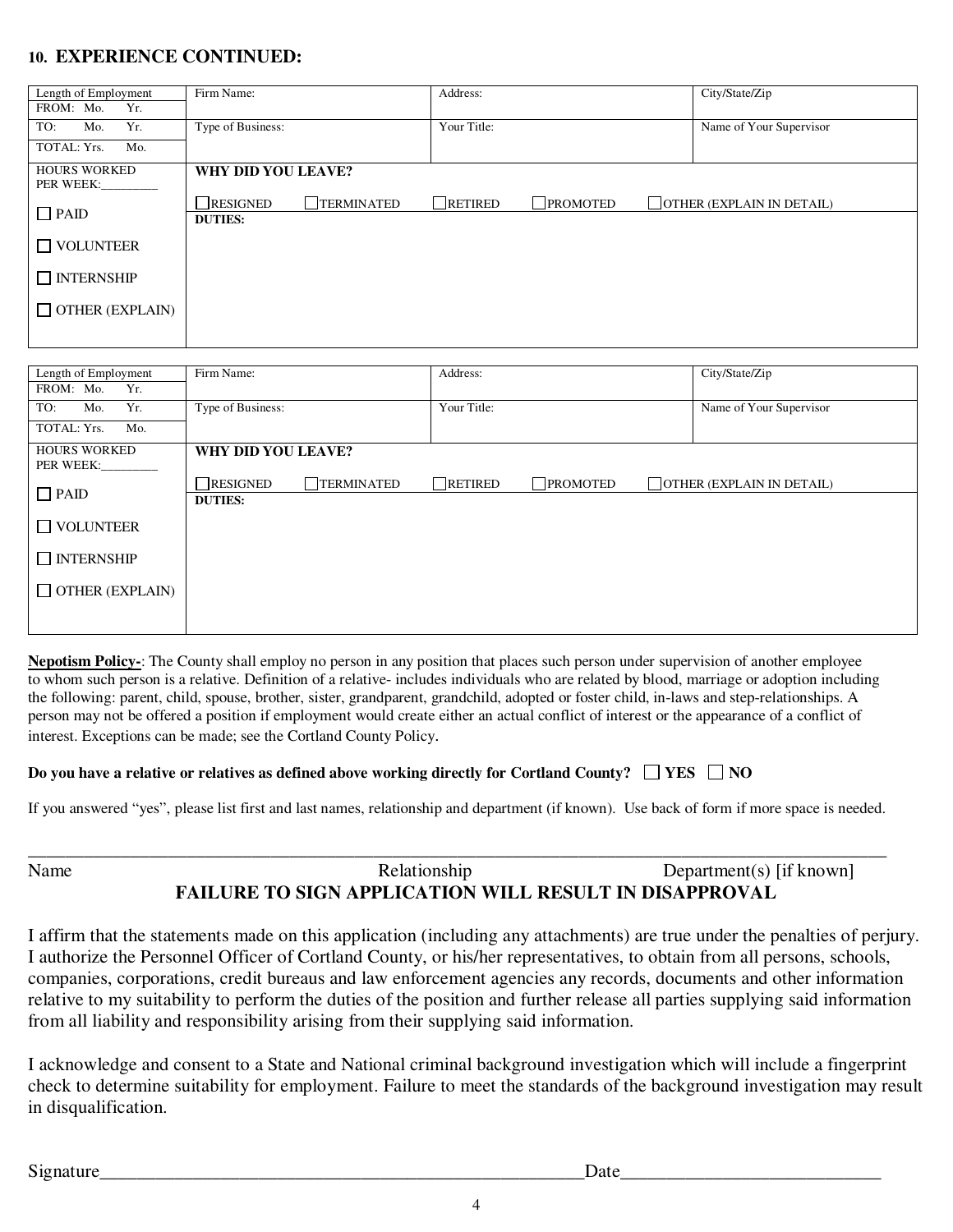## 10. EXPERIENCE CONTINUED:

| | | | |
|---|---|---|---|
| Length of Employment<br>FROM: Mo. Yr. | Firm Name: | Address: | City/State/Zip |
| TO: Mo. Yr.<br>TOTAL: Yrs. Mo. | Type of Business: | Your Title: | Name of Your Supervisor |
| HOURS WORKED PER WEEK:_________<br>☐ PAID<br>☐ VOLUNTEER<br>☐ INTERNSHIP<br>☐ OTHER (EXPLAIN) | **WHY DID YOU LEAVE?**<br>☐ RESIGNED ☐ TERMINATED ☐ RETIRED ☐ PROMOTED ☐ OTHER (EXPLAIN IN DETAIL)<br>**DUTIES:** | | |

| | | | |
|---|---|---|---|
| Length of Employment<br>FROM: Mo. Yr. | Firm Name: | Address: | City/State/Zip |
| TO: Mo. Yr.<br>TOTAL: Yrs. Mo. | Type of Business: | Your Title: | Name of Your Supervisor |
| HOURS WORKED PER WEEK:_________<br>☐ PAID<br>☐ VOLUNTEER<br>☐ INTERNSHIP<br>☐ OTHER (EXPLAIN) | **WHY DID YOU LEAVE?**<br>☐ RESIGNED ☐ TERMINATED ☐ RETIRED ☐ PROMOTED ☐ OTHER (EXPLAIN IN DETAIL)<br>**DUTIES:** | | |

**Nepotism Policy-**: The County shall employ no person in any position that places such person under supervision of another employee to whom such person is a relative. Definition of a relative- includes individuals who are related by blood, marriage or adoption including the following: parent, child, spouse, brother, sister, grandparent, grandchild, adopted or foster child, in-laws and step-relationships. A person may not be offered a position if employment would create either an actual conflict of interest or the appearance of a conflict of interest. Exceptions can be made; see the Cortland County Policy.

**Do you have a relative or relatives as defined above working directly for Cortland County?** ☐ **YES** ☐ **NO**

If you answered "yes", please list first and last names, relationship and department (if known). Use back of form if more space is needed.

_____________________________________________________________________________________________

Name Relationship Department(s) [if known]

**FAILURE TO SIGN APPLICATION WILL RESULT IN DISAPPROVAL**

I affirm that the statements made on this application (including any attachments) are true under the penalties of perjury. I authorize the Personnel Officer of Cortland County, or his/her representatives, to obtain from all persons, schools, companies, corporations, credit bureaus and law enforcement agencies any records, documents and other information relative to my suitability to perform the duties of the position and further release all parties supplying said information from all liability and responsibility arising from their supplying said information.

I acknowledge and consent to a State and National criminal background investigation which will include a fingerprint check to determine suitability for employment. Failure to meet the standards of the background investigation may result in disqualification.

Signature_______________________________________________________Date____________________________